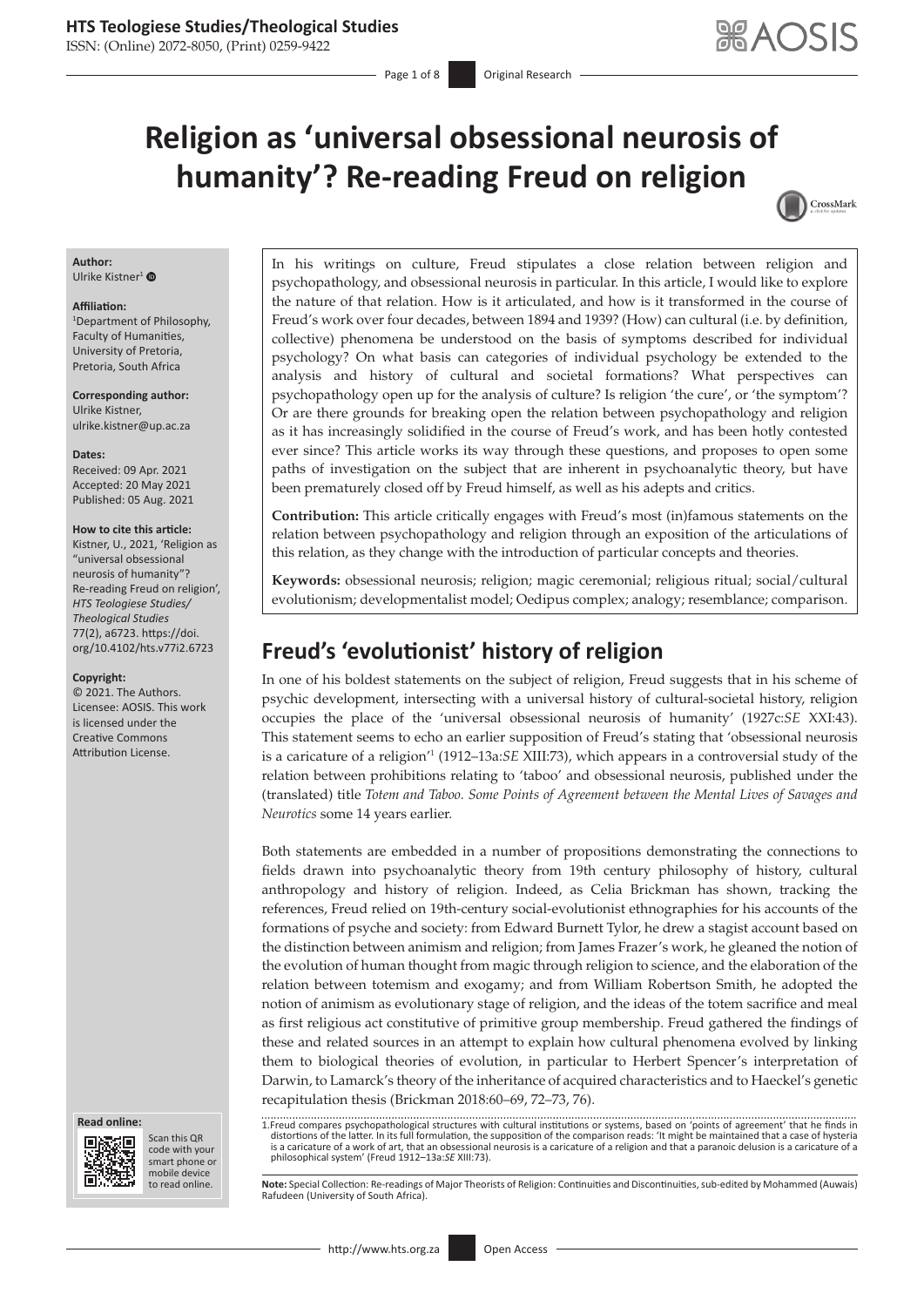# Religion as 'universal obsessional neurosis of humanity'? Re-reading Freud on religion

**Author:**
Ulrike Kistner[1]

**Affiliation:**
[1]Department of Philosophy, Faculty of Humanities, University of Pretoria, Pretoria, South Africa

**Corresponding author:**
Ulrike Kistner,
ulrike.kistner@up.ac.za

**Dates:**
Received: 09 Apr. 2021
Accepted: 20 May 2021
Published: 05 Aug. 2021

**How to cite this article:**
Kistner, U., 2021, 'Religion as "universal obsessional neurosis of humanity"? Re-reading Freud on religion', *HTS Teologiese Studies/Theological Studies* 77(2), a6723. https://doi.org/10.4102/hts.v77i2.6723

**Copyright:**
© 2021. The Authors. Licensee: AOSIS. This work is licensed under the Creative Commons Attribution License.

In his writings on culture, Freud stipulates a close relation between religion and psychopathology, and obsessional neurosis in particular. In this article, I would like to explore the nature of that relation. How is it articulated, and how is it transformed in the course of Freud's work over four decades, between 1894 and 1939? (How) can cultural (i.e. by definition, collective) phenomena be understood on the basis of symptoms described for individual psychology? On what basis can categories of individual psychology be extended to the analysis and history of cultural and societal formations? What perspectives can psychopathology open up for the analysis of culture? Is religion 'the cure', or 'the symptom'? Or are there grounds for breaking open the relation between psychopathology and religion as it has increasingly solidified in the course of Freud's work, and has been hotly contested ever since? This article works its way through these questions, and proposes to open some paths of investigation on the subject that are inherent in psychoanalytic theory, but have been prematurely closed off by Freud himself, as well as his adepts and critics.

**Contribution:** This article critically engages with Freud's most (in)famous statements on the relation between psychopathology and religion through an exposition of the articulations of this relation, as they change with the introduction of particular concepts and theories.

**Keywords:** obsessional neurosis; religion; magic ceremonial; religious ritual; social/cultural evolutionism; developmentalist model; Oedipus complex; analogy; resemblance; comparison.

## Freud's 'evolutionist' history of religion

In one of his boldest statements on the subject of religion, Freud suggests that in his scheme of psychic development, intersecting with a universal history of cultural-societal history, religion occupies the place of the 'universal obsessional neurosis of humanity' (1927c:*SE* XXI:43). This statement seems to echo an earlier supposition of Freud's stating that 'obsessional neurosis is a caricature of a religion'[1] (1912–13a:*SE* XIII:73), which appears in a controversial study of the relation between prohibitions relating to 'taboo' and obsessional neurosis, published under the (translated) title *Totem and Taboo. Some Points of Agreement between the Mental Lives of Savages and Neurotics* some 14 years earlier.

Both statements are embedded in a number of propositions demonstrating the connections to fields drawn into psychoanalytic theory from 19th century philosophy of history, cultural anthropology and history of religion. Indeed, as Celia Brickman has shown, tracking the references, Freud relied on 19th-century social-evolutionist ethnographies for his accounts of the formations of psyche and society: from Edward Burnett Tylor, he drew a stagist account based on the distinction between animism and religion; from James Frazer's work, he gleaned the notion of the evolution of human thought from magic through religion to science, and the elaboration of the relation between totemism and exogamy; and from William Robertson Smith, he adopted the notion of animism as evolutionary stage of religion, and the ideas of the totem sacrifice and meal as first religious act constitutive of primitive group membership. Freud gathered the findings of these and related sources in an attempt to explain how cultural phenomena evolved by linking them to biological theories of evolution, in particular to Herbert Spencer's interpretation of Darwin, to Lamarck's theory of the inheritance of acquired characteristics and to Haeckel's genetic recapitulation thesis (Brickman 2018:60–69, 72–73, 76).

1. Freud compares psychopathological structures with cultural institutions or systems, based on 'points of agreement' that he finds in distortions of the latter. In its full formulation, the supposition of the comparison reads: 'It might be maintained that a case of hysteria is a caricature of a work of art, that an obsessional neurosis is a caricature of a religion and that a paranoic delusion is a caricature of a philosophical system' (Freud 1912–13a:*SE* XIII:73).

**Note:** Special Collection: Re-readings of Major Theorists of Religion: Continuities and Discontinuities, sub-edited by Mohammed (Auwais) Rafudeen (University of South Africa).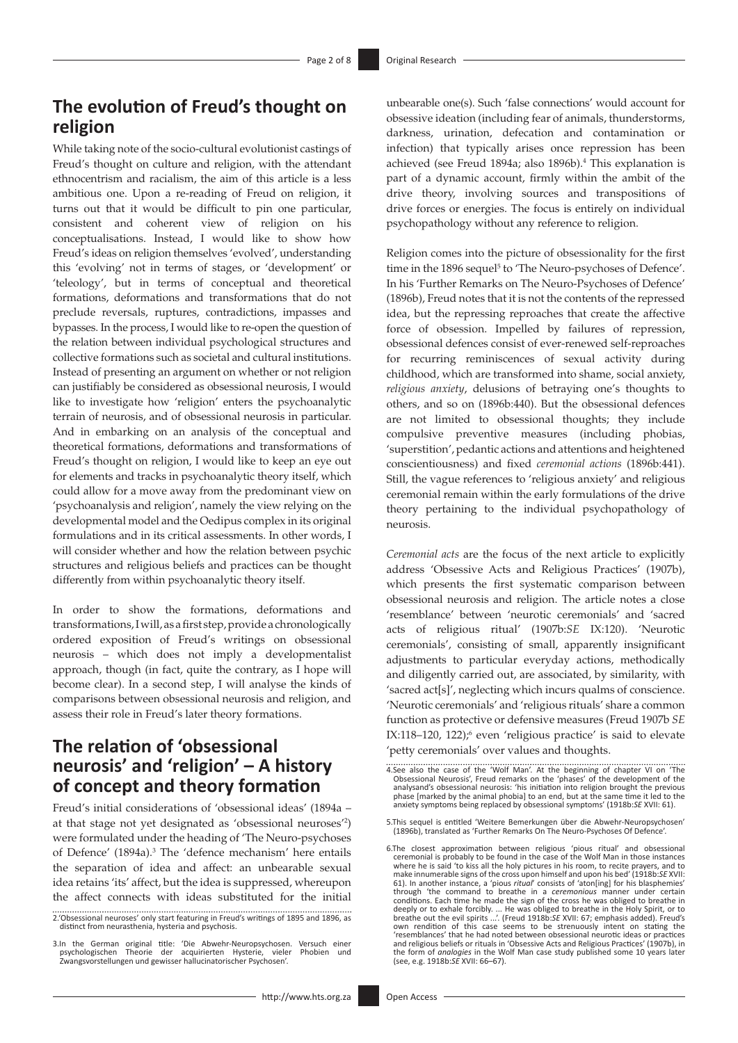## The evolution of Freud's thought on religion

While taking note of the socio-cultural evolutionist castings of Freud's thought on culture and religion, with the attendant ethnocentrism and racialism, the aim of this article is a less ambitious one. Upon a re-reading of Freud on religion, it turns out that it would be difficult to pin one particular, consistent and coherent view of religion on his conceptualisations. Instead, I would like to show how Freud's ideas on religion themselves 'evolved', understanding this 'evolving' not in terms of stages, or 'development' or 'teleology', but in terms of conceptual and theoretical formations, deformations and transformations that do not preclude reversals, ruptures, contradictions, impasses and bypasses. In the process, I would like to re-open the question of the relation between individual psychological structures and collective formations such as societal and cultural institutions. Instead of presenting an argument on whether or not religion can justifiably be considered as obsessional neurosis, I would like to investigate how 'religion' enters the psychoanalytic terrain of neurosis, and of obsessional neurosis in particular. And in embarking on an analysis of the conceptual and theoretical formations, deformations and transformations of Freud's thought on religion, I would like to keep an eye out for elements and tracks in psychoanalytic theory itself, which could allow for a move away from the predominant view on 'psychoanalysis and religion', namely the view relying on the developmental model and the Oedipus complex in its original formulations and in its critical assessments. In other words, I will consider whether and how the relation between psychic structures and religious beliefs and practices can be thought differently from within psychoanalytic theory itself.

In order to show the formations, deformations and transformations, I will, as a first step, provide a chronologically ordered exposition of Freud's writings on obsessional neurosis – which does not imply a developmentalist approach, though (in fact, quite the contrary, as I hope will become clear). In a second step, I will analyse the kinds of comparisons between obsessional neurosis and religion, and assess their role in Freud's later theory formations.

## The relation of 'obsessional neurosis' and 'religion' – A history of concept and theory formation

Freud's initial considerations of 'obsessional ideas' (1894a – at that stage not yet designated as 'obsessional neuroses'[2]) were formulated under the heading of 'The Neuro-psychoses of Defence' (1894a).[3] The 'defence mechanism' here entails the separation of idea and affect: an unbearable sexual idea retains 'its' affect, but the idea is suppressed, whereupon the affect connects with ideas substituted for the initial unbearable one(s). Such 'false connections' would account for obsessive ideation (including fear of animals, thunderstorms, darkness, urination, defecation and contamination or infection) that typically arises once repression has been achieved (see Freud 1894a; also 1896b).[4] This explanation is part of a dynamic account, firmly within the ambit of the drive theory, involving sources and transpositions of drive forces or energies. The focus is entirely on individual psychopathology without any reference to religion.

Religion comes into the picture of obsessionality for the first time in the 1896 sequel[5] to 'The Neuro-psychoses of Defence'. In his 'Further Remarks on The Neuro-Psychoses of Defence' (1896b), Freud notes that it is not the contents of the repressed idea, but the repressing reproaches that create the affective force of obsession. Impelled by failures of repression, obsessional defences consist of ever-renewed self-reproaches for recurring reminiscences of sexual activity during childhood, which are transformed into shame, social anxiety, *religious anxiety*, delusions of betraying one's thoughts to others, and so on (1896b:440). But the obsessional defences are not limited to obsessional thoughts; they include compulsive preventive measures (including phobias, 'superstition', pedantic actions and attentions and heightened conscientiousness) and fixed *ceremonial actions* (1896b:441). Still, the vague references to 'religious anxiety' and religious ceremonial remain within the early formulations of the drive theory pertaining to the individual psychopathology of neurosis.

*Ceremonial acts* are the focus of the next article to explicitly address 'Obsessive Acts and Religious Practices' (1907b), which presents the first systematic comparison between obsessional neurosis and religion. The article notes a close 'resemblance' between 'neurotic ceremonials' and 'sacred acts of religious ritual' (1907b:*SE* IX:120). 'Neurotic ceremonials', consisting of small, apparently insignificant adjustments to particular everyday actions, methodically and diligently carried out, are associated, by similarity, with 'sacred act[s]', neglecting which incurs qualms of conscience. 'Neurotic ceremonials' and 'religious rituals' share a common function as protective or defensive measures (Freud 1907b *SE* IX:118–120, 122);[6] even 'religious practice' is said to elevate 'petty ceremonials' over values and thoughts.

2.'Obsessional neuroses' only start featuring in Freud's writings of 1895 and 1896, as distinct from neurasthenia, hysteria and psychosis.

3.In the German original title: 'Die Abwehr-Neuropsychosen. Versuch einer psychologischen Theorie der acquirierten Hysterie, vieler Phobien und Zwangsvorstellungen und gewisser hallucinatorischer Psychosen'.

4.See also the case of the 'Wolf Man'. At the beginning of chapter VI on 'The Obsessional Neurosis', Freud remarks on the 'phases' of the development of the analysand's obsessional neurosis: 'his initiation into religion brought the previous phase [marked by the animal phobia] to an end, but at the same time it led to the anxiety symptoms being replaced by obsessional symptoms' (1918b:*SE* XVII: 61).

5.This sequel is entitled 'Weitere Bemerkungen über die Abwehr-Neuropsychosen' (1896b), translated as 'Further Remarks On The Neuro-Psychoses Of Defence'.

6.The closest approximation between religious 'pious ritual' and obsessional ceremonial is probably to be found in the case of the Wolf Man in those instances where he is said 'to kiss all the holy pictures in his room, to recite prayers, and to make innumerable signs of the cross upon himself and upon his bed' (1918b:*SE* XVII: 61). In another instance, a 'pious *ritual*' consists of 'aton[ing] for his blasphemies' through 'the command to breathe in a *ceremonious* manner under certain conditions. Each time he made the sign of the cross he was obliged to breathe in deeply or to exhale forcibly. ... He was obliged to breathe in the Holy Spirit, or to breathe out the evil spirits ...'. (Freud 1918b:*SE* XVII: 67; emphasis added). Freud's own rendition of this case seems to be strenuously intent on stating the 'resemblances' that he had noted between obsessional neurotic ideas or practices and religious beliefs or rituals in 'Obsessive Acts and Religious Practices' (1907b), in the form of *analogies* in the Wolf Man case study published some 10 years later (see, e.g. 1918b:*SE* XVII: 66–67).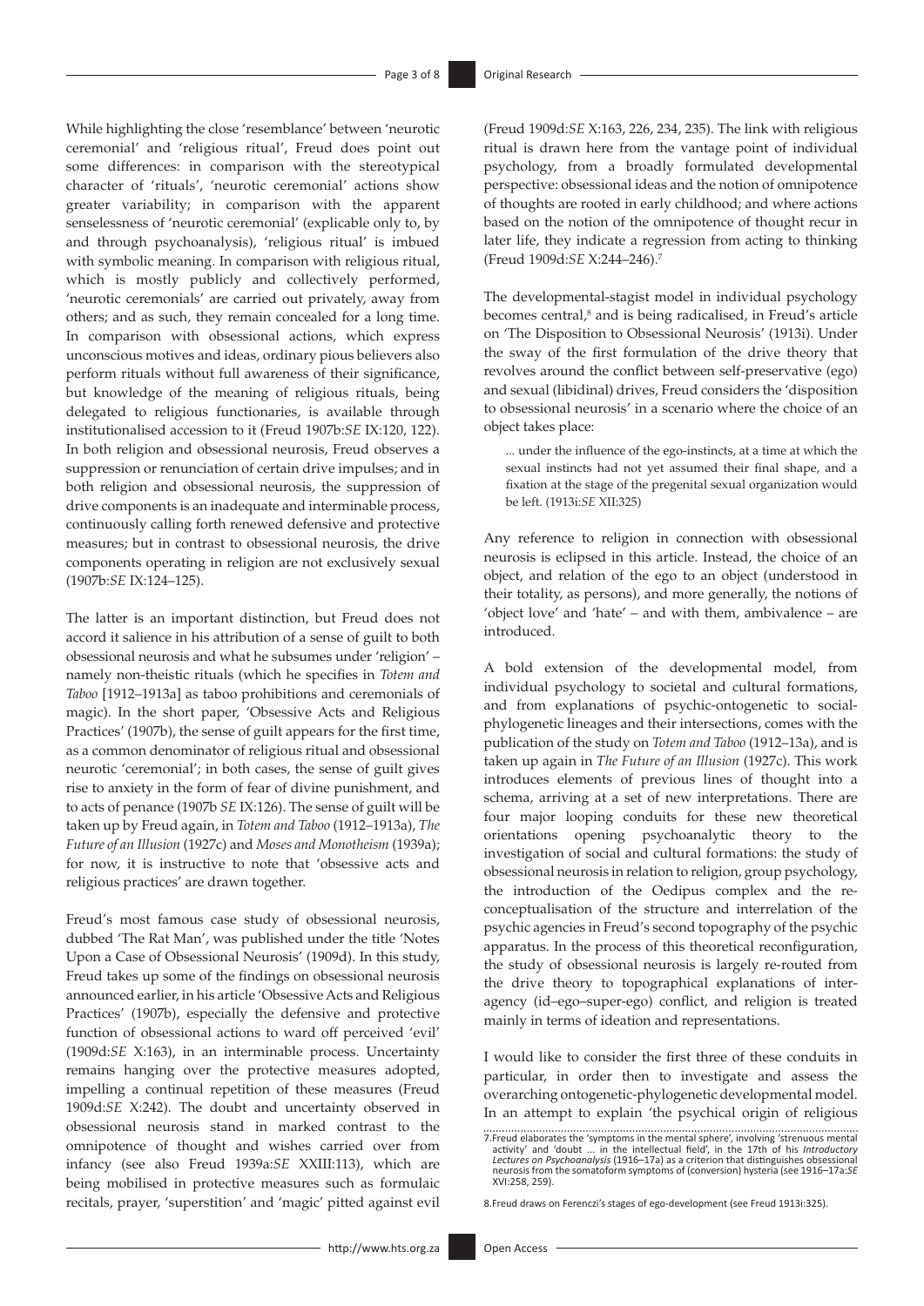While highlighting the close 'resemblance' between 'neurotic ceremonial' and 'religious ritual', Freud does point out some differences: in comparison with the stereotypical character of 'rituals', 'neurotic ceremonial' actions show greater variability; in comparison with the apparent senselessness of 'neurotic ceremonial' (explicable only to, by and through psychoanalysis), 'religious ritual' is imbued with symbolic meaning. In comparison with religious ritual, which is mostly publicly and collectively performed, 'neurotic ceremonials' are carried out privately, away from others; and as such, they remain concealed for a long time. In comparison with obsessional actions, which express unconscious motives and ideas, ordinary pious believers also perform rituals without full awareness of their significance, but knowledge of the meaning of religious rituals, being delegated to religious functionaries, is available through institutionalised accession to it (Freud 1907b:*SE* IX:120, 122). In both religion and obsessional neurosis, Freud observes a suppression or renunciation of certain drive impulses; and in both religion and obsessional neurosis, the suppression of drive components is an inadequate and interminable process, continuously calling forth renewed defensive and protective measures; but in contrast to obsessional neurosis, the drive components operating in religion are not exclusively sexual (1907b:*SE* IX:124–125).

The latter is an important distinction, but Freud does not accord it salience in his attribution of a sense of guilt to both obsessional neurosis and what he subsumes under 'religion' – namely non-theistic rituals (which he specifies in *Totem and Taboo* [1912–1913a] as taboo prohibitions and ceremonials of magic). In the short paper, 'Obsessive Acts and Religious Practices' (1907b), the sense of guilt appears for the first time, as a common denominator of religious ritual and obsessional neurotic 'ceremonial'; in both cases, the sense of guilt gives rise to anxiety in the form of fear of divine punishment, and to acts of penance (1907b *SE* IX:126). The sense of guilt will be taken up by Freud again, in *Totem and Taboo* (1912–1913a), *The Future of an Illusion* (1927c) and *Moses and Monotheism* (1939a); for now, it is instructive to note that 'obsessive acts and religious practices' are drawn together.

Freud's most famous case study of obsessional neurosis, dubbed 'The Rat Man', was published under the title 'Notes Upon a Case of Obsessional Neurosis' (1909d). In this study, Freud takes up some of the findings on obsessional neurosis announced earlier, in his article 'Obsessive Acts and Religious Practices' (1907b), especially the defensive and protective function of obsessional actions to ward off perceived 'evil' (1909d:*SE* X:163), in an interminable process. Uncertainty remains hanging over the protective measures adopted, impelling a continual repetition of these measures (Freud 1909d:*SE* X:242). The doubt and uncertainty observed in obsessional neurosis stand in marked contrast to the omnipotence of thought and wishes carried over from infancy (see also Freud 1939a:*SE* XXIII:113), which are being mobilised in protective measures such as formulaic recitals, prayer, 'superstition' and 'magic' pitted against evil (Freud 1909d:*SE* X:163, 226, 234, 235). The link with religious ritual is drawn here from the vantage point of individual psychology, from a broadly formulated developmental perspective: obsessional ideas and the notion of omnipotence of thoughts are rooted in early childhood; and where actions based on the notion of the omnipotence of thought recur in later life, they indicate a regression from acting to thinking (Freud 1909d:*SE* X:244–246).[7]

The developmental-stagist model in individual psychology becomes central,[8] and is being radicalised, in Freud's article on 'The Disposition to Obsessional Neurosis' (1913i). Under the sway of the first formulation of the drive theory that revolves around the conflict between self-preservative (ego) and sexual (libidinal) drives, Freud considers the 'disposition to obsessional neurosis' in a scenario where the choice of an object takes place:

> ... under the influence of the ego-instincts, at a time at which the sexual instincts had not yet assumed their final shape, and a fixation at the stage of the pregenital sexual organization would be left. (1913i:*SE* XII:325)

Any reference to religion in connection with obsessional neurosis is eclipsed in this article. Instead, the choice of an object, and relation of the ego to an object (understood in their totality, as persons), and more generally, the notions of 'object love' and 'hate' – and with them, ambivalence – are introduced.

A bold extension of the developmental model, from individual psychology to societal and cultural formations, and from explanations of psychic-ontogenetic to social-phylogenetic lineages and their intersections, comes with the publication of the study on *Totem and Taboo* (1912–13a), and is taken up again in *The Future of an Illusion* (1927c). This work introduces elements of previous lines of thought into a schema, arriving at a set of new interpretations. There are four major looping conduits for these new theoretical orientations opening psychoanalytic theory to the investigation of social and cultural formations: the study of obsessional neurosis in relation to religion, group psychology, the introduction of the Oedipus complex and the re-conceptualisation of the structure and interrelation of the psychic agencies in Freud's second topography of the psychic apparatus. In the process of this theoretical reconfiguration, the study of obsessional neurosis is largely re-routed from the drive theory to topographical explanations of inter-agency (id–ego–super-ego) conflict, and religion is treated mainly in terms of ideation and representations.

I would like to consider the first three of these conduits in particular, in order then to investigate and assess the overarching ontogenetic-phylogenetic developmental model. In an attempt to explain 'the psychical origin of religious

7.Freud elaborates the 'symptoms in the mental sphere', involving 'strenuous mental activity' and 'doubt ... in the intellectual field', in the 17th of his *Introductory Lectures on Psychoanalysis* (1916–17a) as a criterion that distinguishes obsessional neurosis from the somatoform symptoms of (conversion) hysteria (see 1916–17a:*SE* XVI:258, 259).

8.Freud draws on Ferenczi's stages of ego-development (see Freud 1913i:325).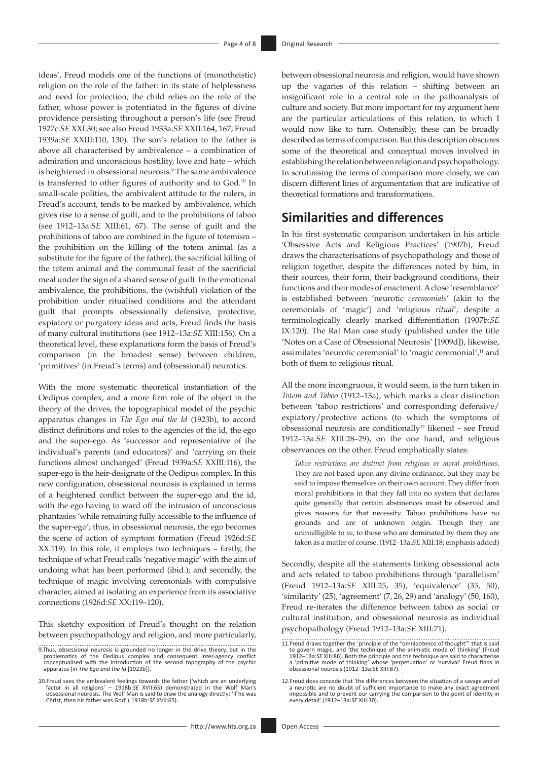ideas', Freud models one of the functions of (monotheistic) religion on the role of the father: in its state of helplessness and need for protection, the child relies on the role of the father, whose power is potentiated in the figures of divine providence persisting throughout a person's life (see Freud 1927c:*SE* XXI:30; see also Freud 1933a:*SE* XXII:164, 167; Freud 1939a:*SE* XXIII:110, 130). The son's relation to the father is above all characterised by ambivalence – a combination of admiration and unconscious hostility, love and hate – which is heightened in obsessional neurosis.[9] The same ambivalence is transferred to other figures of authority and to God.[10] In small-scale polities, the ambivalent attitude to the rulers, in Freud's account, tends to be marked by ambivalence, which gives rise to a sense of guilt, and to the prohibitions of taboo (see 1912–13a:*SE* XIII:61, 67). The sense of guilt and the prohibitions of taboo are combined in the figure of totemism – the prohibition on the killing of the totem animal (as a substitute for the figure of the father), the sacrificial killing of the totem animal and the communal feast of the sacrificial meal under the sign of a shared sense of guilt. In the emotional ambivalence, the prohibitions, the (wishful) violation of the prohibition under ritualised conditions and the attendant guilt that prompts obsessionally defensive, protective, expiatory or purgatory ideas and acts, Freud finds the basis of many cultural institutions (see 1912–13a:*SE* XIII:156). On a theoretical level, these explanations form the basis of Freud's comparison (in the broadest sense) between children, 'primitives' (in Freud's terms) and (obsessional) neurotics.

With the more systematic theoretical instantiation of the Oedipus complex, and a more firm role of the object in the theory of the drives, the topographical model of the psychic apparatus changes in *The Ego and the Id* (1923b), to accord distinct definitions and roles to the agencies of the id, the ego and the super-ego. As 'successor and representative of the individual's parents (and educators)' and 'carrying on their functions almost unchanged' (Freud 1939a:*SE* XXIII:116), the super-ego is the heir-designate of the Oedipus complex. In this new configuration, obsessional neurosis is explained in terms of a heightened conflict between the super-ego and the id, with the ego having to ward off the intrusion of unconscious phantasies 'while remaining fully accessible to the influence of the super-ego'; thus, in obsessional neurosis, the ego becomes the scene of action of symptom formation (Freud 1926d:*SE* XX:119). In this role, it employs two techniques – firstly, the technique of what Freud calls 'negative magic' with the aim of undoing what has been performed (ibid.); and secondly, the technique of magic involving ceremonials with compulsive character, aimed at isolating an experience from its associative connections (1926d:*SE* XX:119–120).

This sketchy exposition of Freud's thought on the relation between psychopathology and religion, and more particularly, between obsessional neurosis and religion, would have shown up the vagaries of this relation – shifting between an insignificant role to a central role in the pathoanalysis of culture and society. But more important for my argument here are the particular articulations of this relation, to which I would now like to turn. Ostensibly, these can be broadly described as terms of comparison. But this description obscures some of the theoretical and conceptual moves involved in establishing the relation between religion and psychopathology. In scrutinising the terms of comparison more closely, we can discern different lines of argumentation that are indicative of theoretical formations and transformations.

## Similarities and differences

In his first systematic comparison undertaken in his article 'Obsessive Acts and Religious Practices' (1907b), Freud draws the characterisations of psychopathology and those of religion together, despite the differences noted by him, in their sources, their form, their background conditions, their functions and their modes of enactment. A close 'resemblance' is established between 'neurotic *ceremonials*' (akin to the ceremonials of 'magic') and 'religious *ritual*', despite a terminologically clearly marked differentiation (1907b:*SE* IX:120). The Rat Man case study (published under the title 'Notes on a Case of Obsessional Neurosis' [1909d]), likewise, assimilates 'neurotic ceremonial' to 'magic ceremonial',[11] and both of them to religious ritual.

All the more incongruous, it would seem, is the turn taken in *Totem and Taboo* (1912–13a), which marks a clear distinction between 'taboo restrictions' and corresponding defensive/expiatory/protective actions (to which the symptoms of obsessional neurosis are conditionally[12] likened – see Freud 1912–13a:*SE* XIII:28–29), on the one hand, and religious observances on the other. Freud emphatically states:

> *Taboo restrictions are distinct from religious or moral prohibitions*. They are not based upon any divine ordinance, but they may be said to impose themselves on their own account. They differ from moral prohibitions in that they fall into no system that declares quite generally that certain abstinences must be observed and gives reasons for that necessity. Taboo prohibitions have no grounds and are of unknown origin. Though they are unintelligible to *us*, to those who are dominated by them they are taken as a matter of course. (1912–13a:*SE* XIII:18; emphasis added)

Secondly, despite all the statements linking obsessional acts and acts related to taboo prohibitions through 'parallelism' (Freud 1912–13a:*SE* XIII:25, 35), 'equivalence' (35, 50), 'similarity' (25), 'agreement' (7, 26, 29) and 'analogy' (50, 160), Freud re-iterates the difference between taboo as social or cultural institution, and obsessional neurosis as individual psychopathology (Freud 1912–13a:*SE* XIII:71).

9. Thus, obsessional neurosis is grounded no longer in the drive theory, but in the problematics of the Oedipus complex and consequent inter-agency conflict conceptualised with the introduction of the second topography of the psychic apparatus (in *The Ego and the Id* [1923b]).

10. Freud sees the ambivalent feelings towards the father ('which are an underlying factor in all religions' – 1918b:*SE* XVII:65) demonstrated in the Wolf Man's obsessional neurosis. The Wolf Man is said to draw the analogy directly: 'If he was Christ, then his father was God' ( 1918b:*SE* XVII:65).

11. Freud draws together the 'principle of the "omnipotence of thought"' that is said to govern magic, and 'the technique of the animistic mode of thinking' (Freud 1912–13a:*SE* XIII:86). Both the principle and the technique are said to characterise a 'primitive mode of thinking' whose 'perpetuation' or 'survival' Freud finds in obsessional neurosis (1912–13a:*SE* XIII:87).

12. Freud does concede that 'the differences between the situation of a savage and of a neurotic are no doubt of sufficient importance to make any exact agreement impossible and to prevent our carrying the comparison to the point of identity in every detail' (1912–13a:*SE* XIII:30).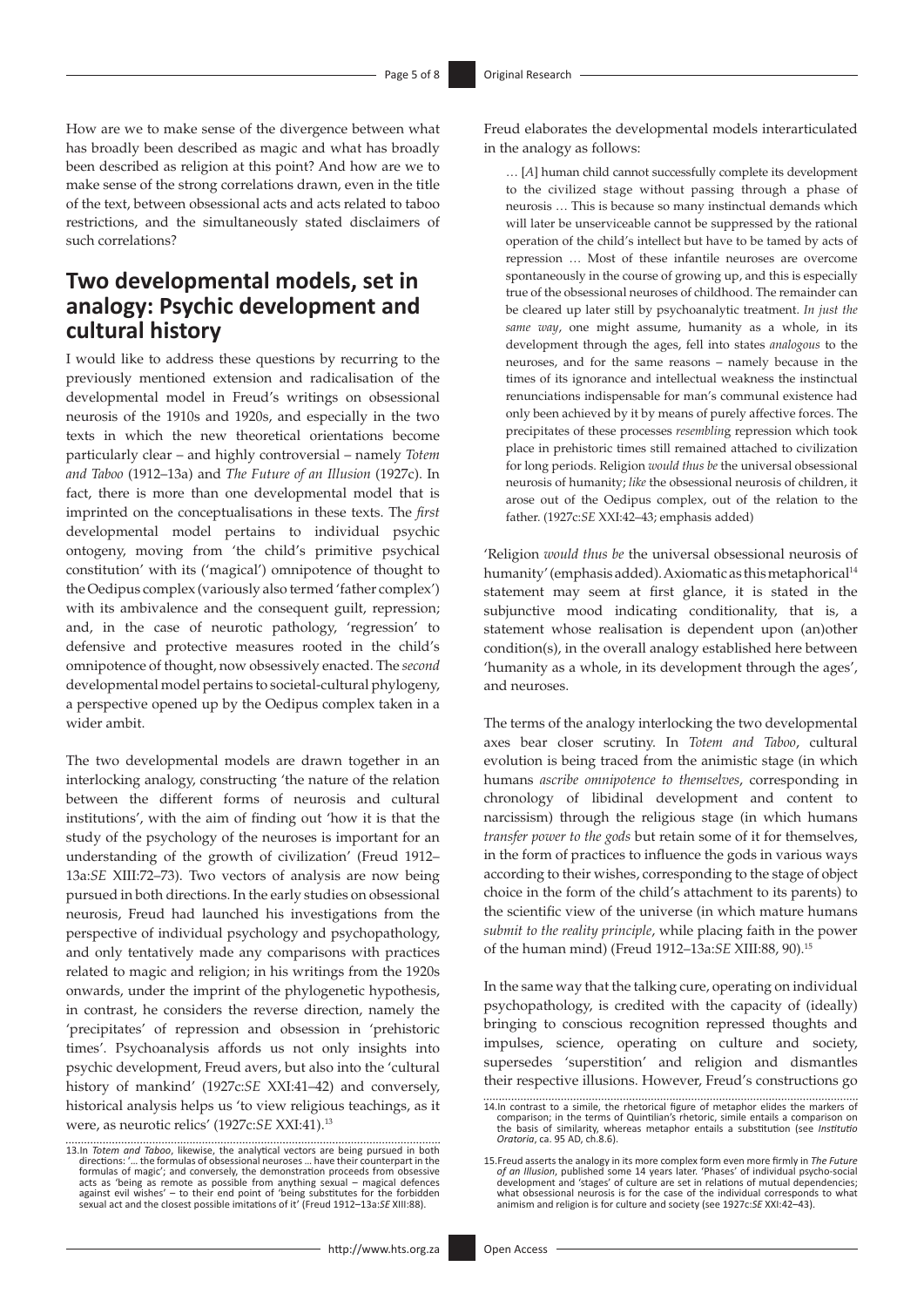How are we to make sense of the divergence between what has broadly been described as magic and what has broadly been described as religion at this point? And how are we to make sense of the strong correlations drawn, even in the title of the text, between obsessional acts and acts related to taboo restrictions, and the simultaneously stated disclaimers of such correlations?

## Two developmental models, set in analogy: Psychic development and cultural history

I would like to address these questions by recurring to the previously mentioned extension and radicalisation of the developmental model in Freud's writings on obsessional neurosis of the 1910s and 1920s, and especially in the two texts in which the new theoretical orientations become particularly clear – and highly controversial – namely *Totem and Taboo* (1912–13a) and *The Future of an Illusion* (1927c). In fact, there is more than one developmental model that is imprinted on the conceptualisations in these texts. The *first* developmental model pertains to individual psychic ontogeny, moving from 'the child's primitive psychical constitution' with its ('magical') omnipotence of thought to the Oedipus complex (variously also termed 'father complex') with its ambivalence and the consequent guilt, repression; and, in the case of neurotic pathology, 'regression' to defensive and protective measures rooted in the child's omnipotence of thought, now obsessively enacted. The *second* developmental model pertains to societal-cultural phylogeny, a perspective opened up by the Oedipus complex taken in a wider ambit.

The two developmental models are drawn together in an interlocking analogy, constructing 'the nature of the relation between the different forms of neurosis and cultural institutions', with the aim of finding out 'how it is that the study of the psychology of the neuroses is important for an understanding of the growth of civilization' (Freud 1912–13a:*SE* XIII:72–73). Two vectors of analysis are now being pursued in both directions. In the early studies on obsessional neurosis, Freud had launched his investigations from the perspective of individual psychology and psychopathology, and only tentatively made any comparisons with practices related to magic and religion; in his writings from the 1920s onwards, under the imprint of the phylogenetic hypothesis, in contrast, he considers the reverse direction, namely the 'precipitates' of repression and obsession in 'prehistoric times'. Psychoanalysis affords us not only insights into psychic development, Freud avers, but also into the 'cultural history of mankind' (1927c:*SE* XXI:41–42) and conversely, historical analysis helps us 'to view religious teachings, as it were, as neurotic relics' (1927c:*SE* XXI:41).[13]

Freud elaborates the developmental models interarticulated in the analogy as follows:

> … [*A*] human child cannot successfully complete its development to the civilized stage without passing through a phase of neurosis … This is because so many instinctual demands which will later be unserviceable cannot be suppressed by the rational operation of the child's intellect but have to be tamed by acts of repression … Most of these infantile neuroses are overcome spontaneously in the course of growing up, and this is especially true of the obsessional neuroses of childhood. The remainder can be cleared up later still by psychoanalytic treatment. *In just the same way*, one might assume, humanity as a whole, in its development through the ages, fell into states *analogous* to the neuroses, and for the same reasons – namely because in the times of its ignorance and intellectual weakness the instinctual renunciations indispensable for man's communal existence had only been achieved by it by means of purely affective forces. The precipitates of these processes *resembling* repression which took place in prehistoric times still remained attached to civilization for long periods. Religion *would thus be* the universal obsessional neurosis of humanity; *like* the obsessional neurosis of children, it arose out of the Oedipus complex, out of the relation to the father. (1927c:*SE* XXI:42–43; emphasis added)

'Religion *would thus be* the universal obsessional neurosis of humanity' (emphasis added). Axiomatic as this metaphorical[14] statement may seem at first glance, it is stated in the subjunctive mood indicating conditionality, that is, a statement whose realisation is dependent upon (an)other condition(s), in the overall analogy established here between 'humanity as a whole, in its development through the ages', and neuroses.

The terms of the analogy interlocking the two developmental axes bear closer scrutiny. In *Totem and Taboo*, cultural evolution is being traced from the animistic stage (in which humans *ascribe omnipotence to themselves*, corresponding in chronology of libidinal development and content to narcissism) through the religious stage (in which humans *transfer power to the gods* but retain some of it for themselves, in the form of practices to influence the gods in various ways according to their wishes, corresponding to the stage of object choice in the form of the child's attachment to its parents) to the scientific view of the universe (in which mature humans *submit to the reality principle*, while placing faith in the power of the human mind) (Freud 1912–13a:*SE* XIII:88, 90).[15]

In the same way that the talking cure, operating on individual psychopathology, is credited with the capacity of (ideally) bringing to conscious recognition repressed thoughts and impulses, science, operating on culture and society, supersedes 'superstition' and religion and dismantles their respective illusions. However, Freud's constructions go

---

13. In *Totem and Taboo*, likewise, the analytical vectors are being pursued in both directions: '... the formulas of obsessional neuroses ... have their counterpart in the formulas of magic'; and conversely, the demonstration proceeds from obsessive acts as 'being as remote as possible from anything sexual – magical defences against evil wishes' – to their end point of 'being substitutes for the forbidden sexual act and the closest possible imitations of it' (Freud 1912–13a:*SE* XIII:88).

14. In contrast to a simile, the rhetorical figure of metaphor elides the markers of comparison; in the terms of Quintilian's rhetoric, simile entails a comparison on the basis of similarity, whereas metaphor entails a substitution (see *Institutio Oratoria*, ca. 95 AD, ch.8.6).

15. Freud asserts the analogy in its more complex form even more firmly in *The Future of an Illusion*, published some 14 years later. 'Phases' of individual psycho-social development and 'stages' of culture are set in relations of mutual dependencies; what obsessional neurosis is for the case of the individual corresponds to what animism and religion is for culture and society (see 1927c:*SE* XXI:42–43).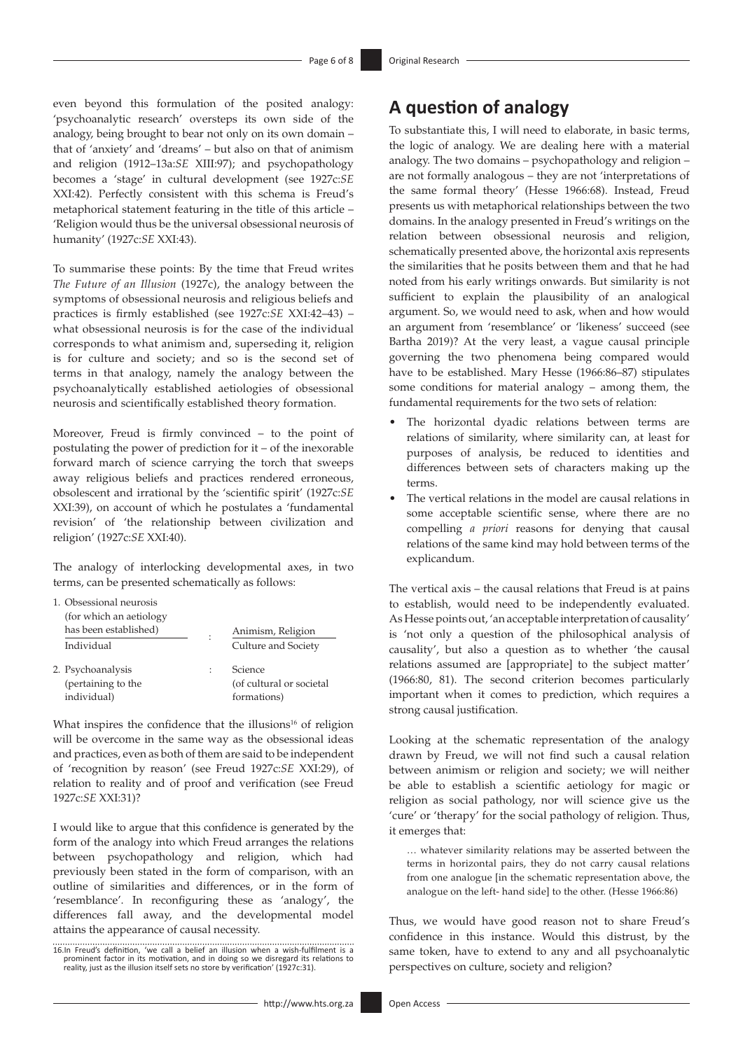even beyond this formulation of the posited analogy: 'psychoanalytic research' oversteps its own side of the analogy, being brought to bear not only on its own domain – that of 'anxiety' and 'dreams' – but also on that of animism and religion (1912–13a:*SE* XIII:97); and psychopathology becomes a 'stage' in cultural development (see 1927c:*SE* XXI:42). Perfectly consistent with this schema is Freud's metaphorical statement featuring in the title of this article – 'Religion would thus be the universal obsessional neurosis of humanity' (1927c:*SE* XXI:43).

To summarise these points: By the time that Freud writes *The Future of an Illusion* (1927c), the analogy between the symptoms of obsessional neurosis and religious beliefs and practices is firmly established (see 1927c:*SE* XXI:42–43) – what obsessional neurosis is for the case of the individual corresponds to what animism and, superseding it, religion is for culture and society; and so is the second set of terms in that analogy, namely the analogy between the psychoanalytically established aetiologies of obsessional neurosis and scientifically established theory formation.

Moreover, Freud is firmly convinced – to the point of postulating the power of prediction for it – of the inexorable forward march of science carrying the torch that sweeps away religious beliefs and practices rendered erroneous, obsolescent and irrational by the 'scientific spirit' (1927c:*SE* XXI:39), on account of which he postulates a 'fundamental revision' of 'the relationship between civilization and religion' (1927c:*SE* XXI:40).

The analogy of interlocking developmental axes, in two terms, can be presented schematically as follows:

| | | |
|---|---|---|
| 1. Obsessional neurosis (for which an aetiology has been established) | : | Animism, Religion |
| Individual | | Culture and Society |
| 2. Psychoanalysis (pertaining to the individual) | : | Science (of cultural or societal formations) |

What inspires the confidence that the illusions[16] of religion will be overcome in the same way as the obsessional ideas and practices, even as both of them are said to be independent of 'recognition by reason' (see Freud 1927c:*SE* XXI:29), of relation to reality and of proof and verification (see Freud 1927c:*SE* XXI:31)?

I would like to argue that this confidence is generated by the form of the analogy into which Freud arranges the relations between psychopathology and religion, which had previously been stated in the form of comparison, with an outline of similarities and differences, or in the form of 'resemblance'. In reconfiguring these as 'analogy', the differences fall away, and the developmental model attains the appearance of causal necessity.

16. In Freud's definition, 'we call a belief an illusion when a wish-fulfilment is a prominent factor in its motivation, and in doing so we disregard its relations to reality, just as the illusion itself sets no store by verification' (1927c:31).

## A question of analogy

To substantiate this, I will need to elaborate, in basic terms, the logic of analogy. We are dealing here with a material analogy. The two domains – psychopathology and religion – are not formally analogous – they are not 'interpretations of the same formal theory' (Hesse 1966:68). Instead, Freud presents us with metaphorical relationships between the two domains. In the analogy presented in Freud's writings on the relation between obsessional neurosis and religion, schematically presented above, the horizontal axis represents the similarities that he posits between them and that he had noted from his early writings onwards. But similarity is not sufficient to explain the plausibility of an analogical argument. So, we would need to ask, when and how would an argument from 'resemblance' or 'likeness' succeed (see Bartha 2019)? At the very least, a vague causal principle governing the two phenomena being compared would have to be established. Mary Hesse (1966:86–87) stipulates some conditions for material analogy – among them, the fundamental requirements for the two sets of relation:

- The horizontal dyadic relations between terms are relations of similarity, where similarity can, at least for purposes of analysis, be reduced to identities and differences between sets of characters making up the terms.
- The vertical relations in the model are causal relations in some acceptable scientific sense, where there are no compelling *a priori* reasons for denying that causal relations of the same kind may hold between terms of the explicandum.

The vertical axis – the causal relations that Freud is at pains to establish, would need to be independently evaluated. As Hesse points out, 'an acceptable interpretation of causality' is 'not only a question of the philosophical analysis of causality', but also a question as to whether 'the causal relations assumed are [appropriate] to the subject matter' (1966:80, 81). The second criterion becomes particularly important when it comes to prediction, which requires a strong causal justification.

Looking at the schematic representation of the analogy drawn by Freud, we will not find such a causal relation between animism or religion and society; we will neither be able to establish a scientific aetiology for magic or religion as social pathology, nor will science give us the 'cure' or 'therapy' for the social pathology of religion. Thus, it emerges that:

> … whatever similarity relations may be asserted between the terms in horizontal pairs, they do not carry causal relations from one analogue [in the schematic representation above, the analogue on the left- hand side] to the other. (Hesse 1966:86)

Thus, we would have good reason not to share Freud's confidence in this instance. Would this distrust, by the same token, have to extend to any and all psychoanalytic perspectives on culture, society and religion?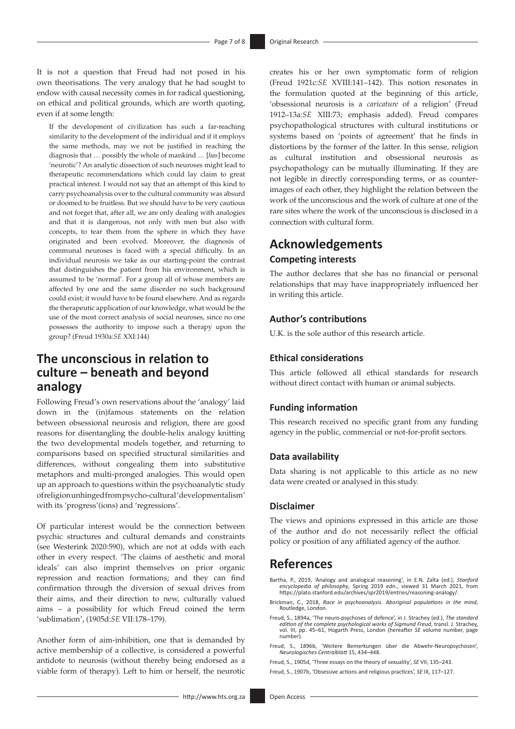It is not a question that Freud had not posed in his own theorisations. The very analogy that he had sought to endow with causal necessity comes in for radical questioning, on ethical and political grounds, which are worth quoting, even if at some length:

> If the development of civilization has such a far-reaching similarity to the development of the individual and if it employs the same methods, may we not be justified in reaching the diagnosis that … possibly the whole of mankind … [*has*] become 'neurotic'? An analytic dissection of such neuroses might lead to therapeutic recommendations which could lay claim to great practical interest. I would not say that an attempt of this kind to carry psychoanalysis over to the cultural community was absurd or doomed to be fruitless. But we should have to be very cautious and not forget that, after all, we are only dealing with analogies and that it is dangerous, not only with men but also with concepts, to tear them from the sphere in which they have originated and been evolved. Moreover, the diagnosis of communal neuroses is faced with a special difficulty. In an individual neurosis we take as our starting-point the contrast that distinguishes the patient from his environment, which is assumed to be 'normal'. For a group all of whose members are affected by one and the same disorder no such background could exist; it would have to be found elsewhere. And as regards the therapeutic application of our knowledge, what would be the use of the most correct analysis of social neuroses, since no one possesses the authority to impose such a therapy upon the group? (Freud 1930a:*SE* XXI:144)

## The unconscious in relation to culture – beneath and beyond analogy

Following Freud's own reservations about the 'analogy' laid down in the (in)famous statements on the relation between obsessional neurosis and religion, there are good reasons for disentangling the double-helix analogy knitting the two developmental models together, and returning to comparisons based on specified structural similarities and differences, without congealing them into substitutive metaphors and multi-pronged analogies. This would open up an approach to questions within the psychoanalytic study of religion unhinged from psycho-cultural 'developmentalism' with its 'progress'(ions) and 'regressions'.

Of particular interest would be the connection between psychic structures and cultural demands and constraints (see Westerink 2020:590), which are not at odds with each other in every respect. 'The claims of aesthetic and moral ideals' can also imprint themselves on prior organic repression and reaction formations; and they can find confirmation through the diversion of sexual drives from their aims, and their direction to new, culturally valued aims – a possibility for which Freud coined the term 'sublimation', (1905d:*SE* VII:178–179).

Another form of aim-inhibition, one that is demanded by active membership of a collective, is considered a powerful antidote to neurosis (without thereby being endorsed as a viable form of therapy). Left to him or herself, the neurotic creates his or her own symptomatic form of religion (Freud 1921c:*SE* XVIII:141–142). This notion resonates in the formulation quoted at the beginning of this article, 'obsessional neurosis is a *caricature* of a religion' (Freud 1912–13a:*SE* XIII:73; emphasis added). Freud compares psychopathological structures with cultural institutions or systems based on 'points of agreement' that he finds in distortions by the former of the latter. In this sense, religion as cultural institution and obsessional neurosis as psychopathology can be mutually illuminating. If they are not legible in directly corresponding terms, or as counter-images of each other, they highlight the relation between the work of the unconscious and the work of culture at one of the rare sites where the work of the unconscious is disclosed in a connection with cultural form.

## Acknowledgements

### Competing interests

The author declares that she has no financial or personal relationships that may have inappropriately influenced her in writing this article.

### Author's contributions

U.K. is the sole author of this research article.

### Ethical considerations

This article followed all ethical standards for research without direct contact with human or animal subjects.

### Funding information

This research received no specific grant from any funding agency in the public, commercial or not-for-profit sectors.

### Data availability

Data sharing is not applicable to this article as no new data were created or analysed in this study.

### Disclaimer

The views and opinions expressed in this article are those of the author and do not necessarily reflect the official policy or position of any affiliated agency of the author.

## References

Bartha, P., 2019, 'Analogy and analogical reasoning', in E.N. Zalta (ed.), *Stanford encyclopedia of philosophy*, Spring 2019 edn., viewed 31 March 2021, from https://plato.stanford.edu/archives/spr2019/entries/reasoning-analogy/.

Brickman, C., 2018, *Race in psychoanalysis. Aboriginal populations in the mind*, Routledge, London.

Freud, S., 1894a, 'The neuro-psychoses of defence', in J. Strachey (ed.), *The standard edition of the complete psychological works of Sigmund Freud*, transl. J. Strachey, vol. III, pp. 45–61, Hogarth Press, London (hereafter *SE* volume number, page number).

Freud, S., 1896b, 'Weitere Bemerkungen über die Abwehr-Neuropsychosen', *Neurologisches Centralblatt* 15, 434–448.

Freud, S., 1905d, 'Three essays on the theory of sexuality', *SE* VII, 135–243.

Freud, S., 1907b, 'Obsessive actions and religious practices', *SE* IX, 117–127.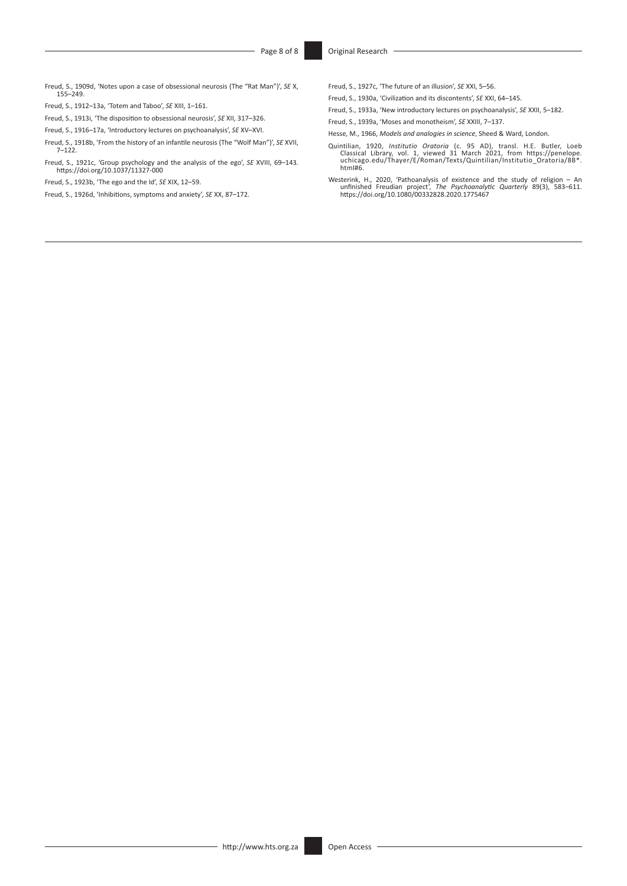Freud, S., 1909d, 'Notes upon a case of obsessional neurosis (The "Rat Man")', *SE* X, 155–249.

Freud, S., 1912–13a, 'Totem and Taboo', *SE* XIII, 1–161.

Freud, S., 1913i, 'The disposition to obsessional neurosis', *SE* XII, 317–326.

Freud, S., 1916–17a, 'Introductory lectures on psychoanalysis', *SE* XV–XVI.

Freud, S., 1918b, 'From the history of an infantile neurosis (The "Wolf Man")', *SE* XVII, 7–122.

Freud, S., 1921c, 'Group psychology and the analysis of the ego', *SE* XVIII, 69–143. https://doi.org/10.1037/11327-000

Freud, S., 1923b, 'The ego and the Id', *SE* XIX, 12–59.

Freud, S., 1926d, 'Inhibitions, symptoms and anxiety', *SE* XX, 87–172.

Freud, S., 1927c, 'The future of an illusion', *SE* XXI, 5–56.

Freud, S., 1930a, 'Civilization and its discontents', *SE* XXI, 64–145.

Freud, S., 1933a, 'New introductory lectures on psychoanalysis', *SE* XXII, 5–182.

Freud, S., 1939a, 'Moses and monotheism', *SE* XXIII, 7–137.

Hesse, M., 1966, *Models and analogies in science*, Sheed & Ward, London.

Quintilian, 1920, *Institutio Oratoria* (c. 95 AD), transl. H.E. Butler, Loeb Classical Library, vol. 1, viewed 31 March 2021, from https://penelope.uchicago.edu/Thayer/E/Roman/Texts/Quintilian/Institutio_Oratoria/8B*.html#6.

Westerink, H., 2020, 'Pathoanalysis of existence and the study of religion – An unfinished Freudian project', *The Psychoanalytic Quarterly* 89(3), 583–611. https://doi.org/10.1080/00332828.2020.1775467